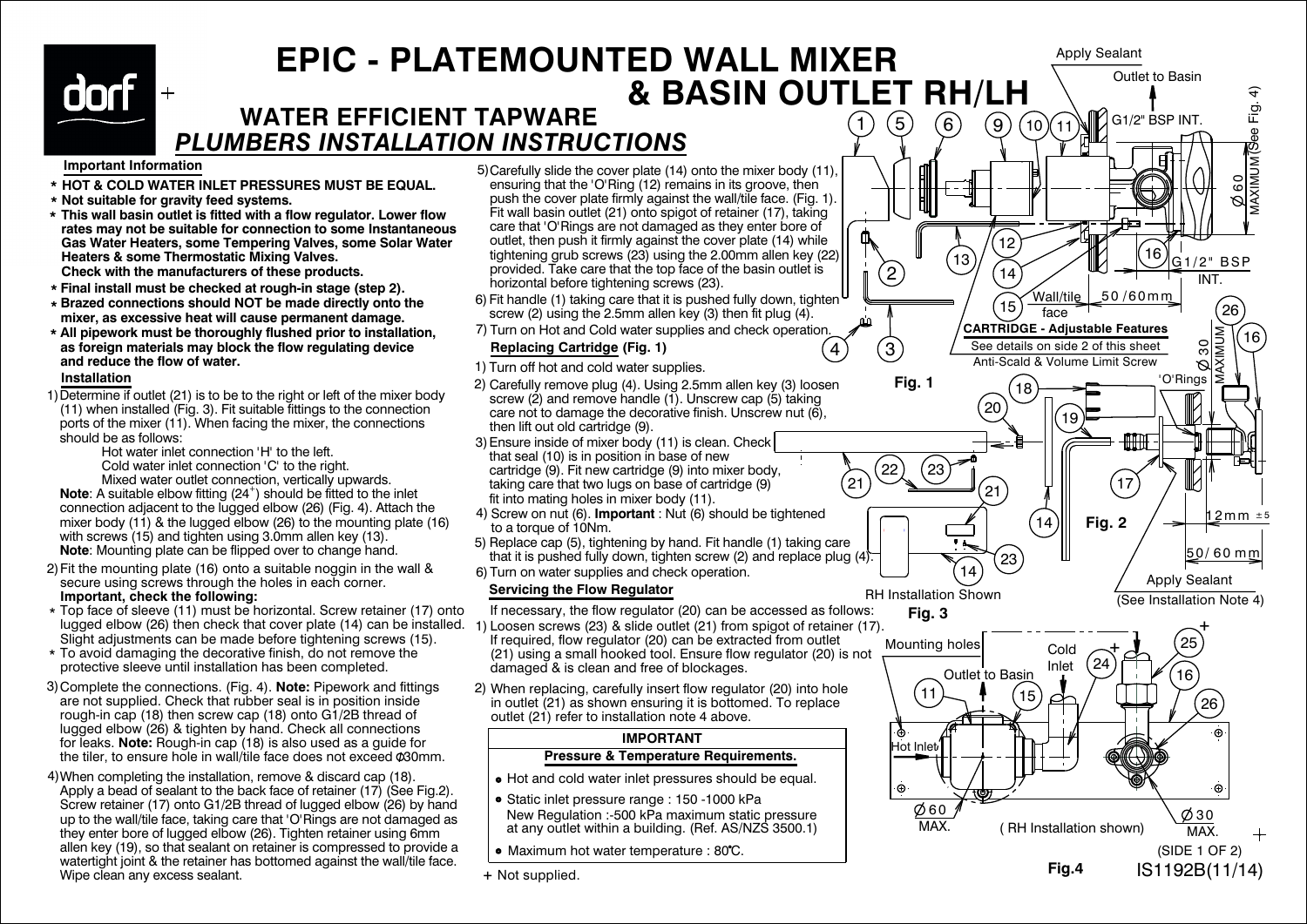# EPIC - PLATEMOUNTED WALL MIXER & BASIN OUTLET RH/LH

## WATER EFFICIENT TAPWARE

## *PLUMBERS INSTALLATION INSTRUCTIONS*

### Important Information

- **HOT & COLD WATER INLET PRESSURES MUST BE EQUAL.**
- **Not suitable for gravity feed systems.**
- **This wall basin outlet is fitted with a flow regulator. Lower flow rates may not be suitable for connection to some Instantaneous Gas Water Heaters, some Tempering Valves, some Solar Water Heaters & some Thermostatic Mixing Valves. Check with the manufacturers of these products.**
- **Final install must be checked at rough-in stage (step 2).**
- **Brazed connections should NOT be made directly onto the mixer, as excessive heat will cause permanent damage.**
- **All pipework must be thoroughly flushed prior to installation, as foreign materials may block the flow regulating device and reduce the flow of water.**

### Installation

1) Determine if outlet (21) is to be to the right or left of the mixer body (11) when installed (Fig. 3). Fit suitable fittings to the connection ports of the mixer (11). When facing the mixer, the connections should be as follows:

   Hot water inlet connection 'H' to the left.
   Cold water inlet connection 'C' to the right.
   Mixed water outlet connection, vertically upwards.

   **Note**: A suitable elbow fitting (24+) should be fitted to the inlet connection adjacent to the lugged elbow (26) (Fig. 4). Attach the mixer body (11) & the lugged elbow (26) to the mounting plate (16) with screws (15) and tighten using 3.0mm allen key (13).
   **Note**: Mounting plate can be flipped over to change hand.

2) Fit the mounting plate (16) onto a suitable noggin in the wall & secure using screws through the holes in each corner.
   **Important, check the following:**
   - Top face of sleeve (11) must be horizontal. Screw retainer (17) onto lugged elbow (26) then check that cover plate (14) can be installed. Slight adjustments can be made before tightening screws (15).
   - To avoid damaging the decorative finish, do not remove the protective sleeve until installation has been completed.

3) Complete the connections. (Fig. 4). **Note:** Pipework and fittings are not supplied. Check that rubber seal is in position inside rough-in cap (18) then screw cap (18) onto G1/2B thread of lugged elbow (26) & tighten by hand. Check all connections for leaks. **Note:** Rough-in cap (18) is also used as a guide for the tiler, to ensure hole in wall/tile face does not exceed Φ30mm.

4) When completing the installation, remove & discard cap (18). Apply a bead of sealant to the back face of retainer (17) (See Fig.2). Screw retainer (17) onto G1/2B thread of lugged elbow (26) by hand up to the wall/tile face, taking care that 'O'Rings are not damaged as they enter bore of lugged elbow (26). Tighten retainer using 6mm allen key (19), so that sealant on retainer is compressed to provide a watertight joint & the retainer has bottomed against the wall/tile face. Wipe clean any excess sealant.

5) Carefully slide the cover plate (14) onto the mixer body (11), ensuring that the 'O'Ring (12) remains in its groove, then push the cover plate firmly against the wall/tile face. (Fig. 1). Fit wall basin outlet (21) onto spigot of retainer (17), taking care that 'O'Rings are not damaged as they enter bore of outlet, then push it firmly against the cover plate (14) while tightening grub screws (23) using the 2.00mm allen key (22) provided. Take care that the top face of the basin outlet is horizontal before tightening screws (23).

6) Fit handle (1) taking care that it is pushed fully down, tighten screw (2) using the 2.5mm allen key (3) then fit plug (4).

7) Turn on Hot and Cold water supplies and check operation.

### Replacing Cartridge (Fig. 1)

1) Turn off hot and cold water supplies.
2) Carefully remove plug (4). Using 2.5mm allen key (3) loosen screw (2) and remove handle (1). Unscrew cap (5) taking care not to damage the decorative finish. Unscrew nut (6), then lift out old cartridge (9).
3) Ensure inside of mixer body (11) is clean. Check that seal (10) is in position in base of new cartridge (9). Fit new cartridge (9) into mixer body, taking care that two lugs on base of cartridge (9) fit into mating holes in mixer body (11).
4) Screw on nut (6). **Important** : Nut (6) should be tightened to a torque of 10Nm.
5) Replace cap (5), tightening by hand. Fit handle (1) taking care that it is pushed fully down, tighten screw (2) and replace plug (4).
6) Turn on water supplies and check operation.

### Servicing the Flow Regulator

If necessary, the flow regulator (20) can be accessed as follows:

1) Loosen screws (23) & slide outlet (21) from spigot of retainer (17). If required, flow regulator (20) can be extracted from outlet (21) using a small hooked tool. Ensure flow regulator (20) is not damaged & is clean and free of blockages.
2) When replacing, carefully insert flow regulator (20) into hole in outlet (21) as shown ensuring it is bottomed. To replace outlet (21) refer to installation note 4 above.

### IMPORTANT

**Pressure & Temperature Requirements.**

- Hot and cold water inlet pressures should be equal.
- Static inlet pressure range : 150 -1000 kPa
  New Regulation :-500 kPa maximum static pressure at any outlet within a building. (Ref. AS/NZS 3500.1)
- Maximum hot water temperature : 80℃.

+ Not supplied.

Apply Sealant
Outlet to Basin
G1/2" BSP INT.
Ø60 MAXIMUM (See Fig. 4)
G1/2" BSP INT.
Wall/tile face
50/60mm
CARTRIDGE - Adjustable Features
See details on side 2 of this sheet
Anti-Scald & Volume Limit Screw
Fig. 1

'O'Rings
Ø30 MAXIMUM
12mm ±5
50/60 mm
Apply Sealant
(See Installation Note 4)
Fig. 2

RH Installation Shown
Fig. 3

Mounting holes
Cold Inlet
Outlet to Basin
Hot Inlet
Ø60 MAX.
( RH Installation shown)
Ø30 MAX.
Fig.4

IS1192B(11/14)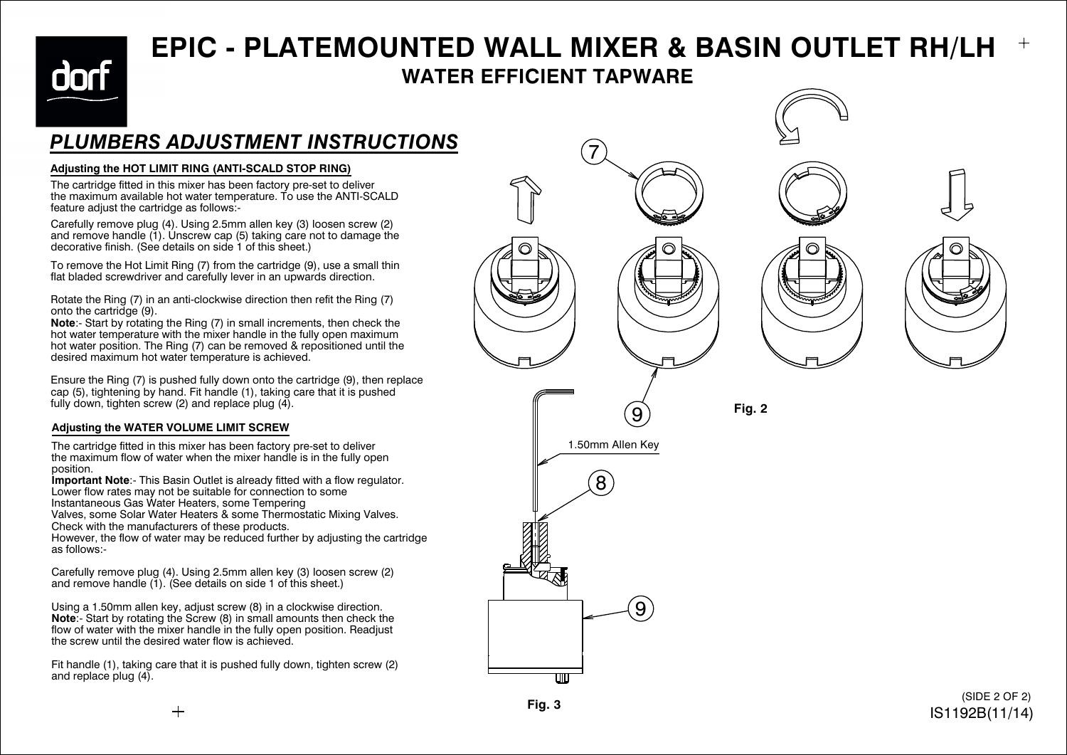# EPIC - PLATEMOUNTED WALL MIXER & BASIN OUTLET RH/LH

## WATER EFFICIENT TAPWARE

## *PLUMBERS ADJUSTMENT INSTRUCTIONS*

### Adjusting the HOT LIMIT RING (ANTI-SCALD STOP RING)

The cartridge fitted in this mixer has been factory pre-set to deliver the maximum available hot water temperature. To use the ANTI-SCALD feature adjust the cartridge as follows:-

Carefully remove plug (4). Using 2.5mm allen key (3) loosen screw (2) and remove handle (1). Unscrew cap (5) taking care not to damage the decorative finish. (See details on side 1 of this sheet.)

To remove the Hot Limit Ring (7) from the cartridge (9), use a small thin flat bladed screwdriver and carefully lever in an upwards direction.

Rotate the Ring (7) in an anti-clockwise direction then refit the Ring (7) onto the cartridge (9).
**Note**:- Start by rotating the Ring (7) in small increments, then check the hot water temperature with the mixer handle in the fully open maximum hot water position. The Ring (7) can be removed & repositioned until the desired maximum hot water temperature is achieved.

Ensure the Ring (7) is pushed fully down onto the cartridge (9), then replace cap (5), tightening by hand. Fit handle (1), taking care that it is pushed fully down, tighten screw (2) and replace plug (4).

### Adjusting the WATER VOLUME LIMIT SCREW

The cartridge fitted in this mixer has been factory pre-set to deliver the maximum flow of water when the mixer handle is in the fully open position.
**Important Note**:- This Basin Outlet is already fitted with a flow regulator. Lower flow rates may not be suitable for connection to some Instantaneous Gas Water Heaters, some Tempering Valves, some Solar Water Heaters & some Thermostatic Mixing Valves. Check with the manufacturers of these products.
However, the flow of water may be reduced further by adjusting the cartridge as follows:-

Carefully remove plug (4). Using 2.5mm allen key (3) loosen screw (2) and remove handle (1). (See details on side 1 of this sheet.)

Using a 1.50mm allen key, adjust screw (8) in a clockwise direction.
**Note**:- Start by rotating the Screw (8) in small amounts then check the flow of water with the mixer handle in the fully open position. Readjust the screw until the desired water flow is achieved.

Fit handle (1), taking care that it is pushed fully down, tighten screw (2) and replace plug (4).

7

9

Fig. 2

1.50mm Allen Key

8

9

Fig. 3

IS1192B(11/14)